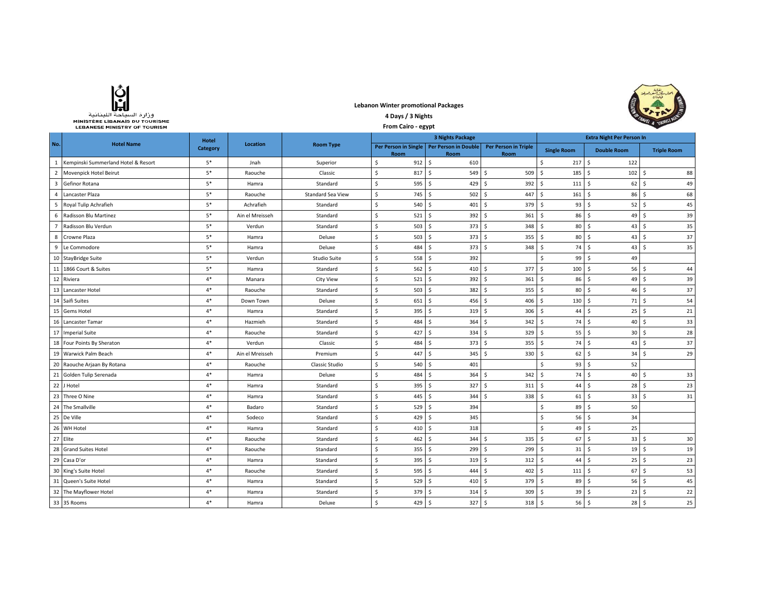وزارة السياحة اللبنانية
MINISTÈRE LIBANAIS DU TOURISME
LEBANESE MINISTRY OF TOURISM

**Lebanon Winter promotional Packages**

**4 Days / 3 Nights**

**From Cairo - egypt**

| No. | Hotel Name | Hotel Category | Location | Room Type | 3 Nights Package | | | Extra Night Per Person In | | |
|---|---|---|---|---|---|---|---|---|---|---|
| | | | | | Per Person in Single Room | Per Person in Double Room | Per Person in Triple Room | Single Room | Double Room | Triple Room |
| 1 | Kempinski Summerland Hotel & Resort | 5* | Jnah | Superior | $ 912 | $ 610 | | $ 217 | $ 122 | |
| 2 | Movenpick Hotel Beirut | 5* | Raouche | Classic | $ 817 | $ 549 | $ 509 | $ 185 | $ 102 | $ 88 |
| 3 | Gefinor Rotana | 5* | Hamra | Standard | $ 595 | $ 429 | $ 392 | $ 111 | $ 62 | $ 49 |
| 4 | Lancaster Plaza | 5* | Raouche | Standard Sea View | $ 745 | $ 502 | $ 447 | $ 161 | $ 86 | $ 68 |
| 5 | Royal Tulip Achrafieh | 5* | Achrafieh | Standard | $ 540 | $ 401 | $ 379 | $ 93 | $ 52 | $ 45 |
| 6 | Radisson Blu Martinez | 5* | Ain el Mreisseh | Standard | $ 521 | $ 392 | $ 361 | $ 86 | $ 49 | $ 39 |
| 7 | Radisson Blu Verdun | 5* | Verdun | Standard | $ 503 | $ 373 | $ 348 | $ 80 | $ 43 | $ 35 |
| 8 | Crowne Plaza | 5* | Hamra | Deluxe | $ 503 | $ 373 | $ 355 | $ 80 | $ 43 | $ 37 |
| 9 | Le Commodore | 5* | Hamra | Deluxe | $ 484 | $ 373 | $ 348 | $ 74 | $ 43 | $ 35 |
| 10 | StayBridge Suite | 5* | Verdun | Studio Suite | $ 558 | $ 392 | | $ 99 | $ 49 | |
| 11 | 1866 Court & Suites | 5* | Hamra | Standard | $ 562 | $ 410 | $ 377 | $ 100 | $ 56 | $ 44 |
| 12 | Riviera | 4* | Manara | City View | $ 521 | $ 392 | $ 361 | $ 86 | $ 49 | $ 39 |
| 13 | Lancaster Hotel | 4* | Raouche | Standard | $ 503 | $ 382 | $ 355 | $ 80 | $ 46 | $ 37 |
| 14 | Saifi Suites | 4* | Down Town | Deluxe | $ 651 | $ 456 | $ 406 | $ 130 | $ 71 | $ 54 |
| 15 | Gems Hotel | 4* | Hamra | Standard | $ 395 | $ 319 | $ 306 | $ 44 | $ 25 | $ 21 |
| 16 | Lancaster Tamar | 4* | Hazmieh | Standard | $ 484 | $ 364 | $ 342 | $ 74 | $ 40 | $ 33 |
| 17 | Imperial Suite | 4* | Raouche | Standard | $ 427 | $ 334 | $ 329 | $ 55 | $ 30 | $ 28 |
| 18 | Four Points By Sheraton | 4* | Verdun | Classic | $ 484 | $ 373 | $ 355 | $ 74 | $ 43 | $ 37 |
| 19 | Warwick Palm Beach | 4* | Ain el Mreisseh | Premium | $ 447 | $ 345 | $ 330 | $ 62 | $ 34 | $ 29 |
| 20 | Raouche Arjaan By Rotana | 4* | Raouche | Classic Studio | $ 540 | $ 401 | | $ 93 | $ 52 | |
| 21 | Golden Tulip Serenada | 4* | Hamra | Deluxe | $ 484 | $ 364 | $ 342 | $ 74 | $ 40 | $ 33 |
| 22 | J Hotel | 4* | Hamra | Standard | $ 395 | $ 327 | $ 311 | $ 44 | $ 28 | $ 23 |
| 23 | Three O Nine | 4* | Hamra | Standard | $ 445 | $ 344 | $ 338 | $ 61 | $ 33 | $ 31 |
| 24 | The Smallville | 4* | Badaro | Standard | $ 529 | $ 394 | | $ 89 | $ 50 | |
| 25 | De Ville | 4* | Sodeco | Standard | $ 429 | $ 345 | | $ 56 | $ 34 | |
| 26 | WH Hotel | 4* | Hamra | Standard | $ 410 | $ 318 | | $ 49 | $ 25 | |
| 27 | Elite | 4* | Raouche | Standard | $ 462 | $ 344 | $ 335 | $ 67 | $ 33 | $ 30 |
| 28 | Grand Suites Hotel | 4* | Raouche | Standard | $ 355 | $ 299 | $ 299 | $ 31 | $ 19 | $ 19 |
| 29 | Casa D'or | 4* | Hamra | Standard | $ 395 | $ 319 | $ 312 | $ 44 | $ 25 | $ 23 |
| 30 | King's Suite Hotel | 4* | Raouche | Standard | $ 595 | $ 444 | $ 402 | $ 111 | $ 67 | $ 53 |
| 31 | Queen's Suite Hotel | 4* | Hamra | Standard | $ 529 | $ 410 | $ 379 | $ 89 | $ 56 | $ 45 |
| 32 | The Mayflower Hotel | 4* | Hamra | Standard | $ 379 | $ 314 | $ 309 | $ 39 | $ 23 | $ 22 |
| 33 | 35 Rooms | 4* | Hamra | Deluxe | $ 429 | $ 327 | $ 318 | $ 56 | $ 28 | $ 25 |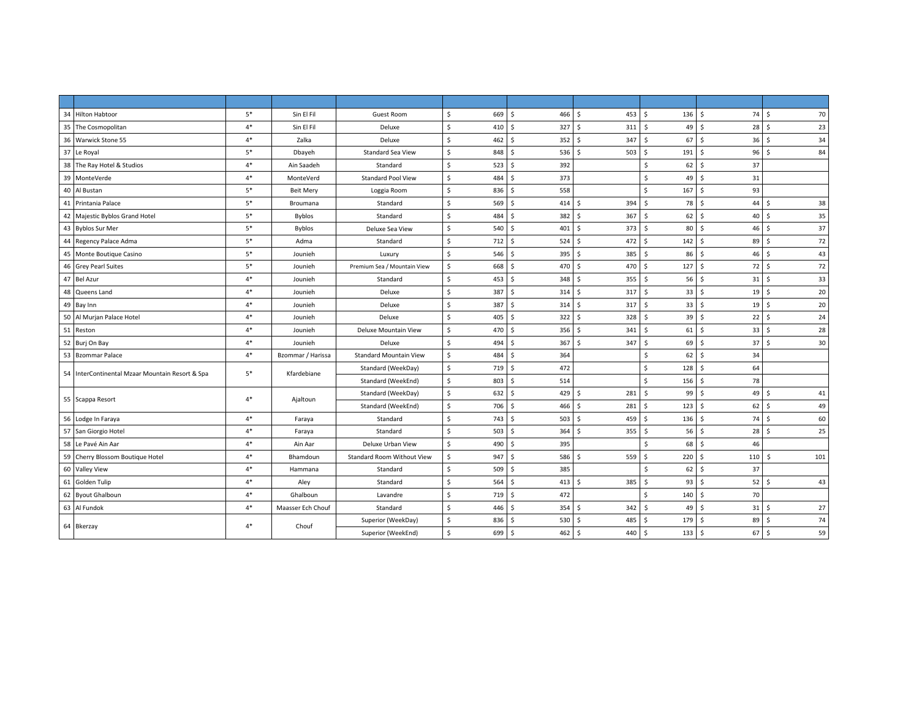| | | | | | | | | | | |
|---|---|---|---|---|---|---|---|---|---|---|
| 34 | Hilton Habtoor | 5* | Sin El Fil | Guest Room | $ 669 | $ 466 | $ 453 | $ 136 | $ 74 | $ 70 |
| 35 | The Cosmopolitan | 4* | Sin El Fil | Deluxe | $ 410 | $ 327 | $ 311 | $ 49 | $ 28 | $ 23 |
| 36 | Warwick Stone 55 | 4* | Zalka | Deluxe | $ 462 | $ 352 | $ 347 | $ 67 | $ 36 | $ 34 |
| 37 | Le Royal | 5* | Dbayeh | Standard Sea View | $ 848 | $ 536 | $ 503 | $ 191 | $ 96 | $ 84 |
| 38 | The Ray Hotel & Studios | 4* | Ain Saadeh | Standard | $ 523 | $ 392 | | $ 62 | $ 37 | |
| 39 | MonteVerde | 4* | MonteVerd | Standard Pool View | $ 484 | $ 373 | | $ 49 | $ 31 | |
| 40 | Al Bustan | 5* | Beit Mery | Loggia Room | $ 836 | $ 558 | | $ 167 | $ 93 | |
| 41 | Printania Palace | 5* | Broumana | Standard | $ 569 | $ 414 | $ 394 | $ 78 | $ 44 | $ 38 |
| 42 | Majestic Byblos Grand Hotel | 5* | Byblos | Standard | $ 484 | $ 382 | $ 367 | $ 62 | $ 40 | $ 35 |
| 43 | Byblos Sur Mer | 5* | Byblos | Deluxe Sea View | $ 540 | $ 401 | $ 373 | $ 80 | $ 46 | $ 37 |
| 44 | Regency Palace Adma | 5* | Adma | Standard | $ 712 | $ 524 | $ 472 | $ 142 | $ 89 | $ 72 |
| 45 | Monte Boutique Casino | 5* | Jounieh | Luxury | $ 546 | $ 395 | $ 385 | $ 86 | $ 46 | $ 43 |
| 46 | Grey Pearl Suites | 5* | Jounieh | Premium Sea / Mountain View | $ 668 | $ 470 | $ 470 | $ 127 | $ 72 | $ 72 |
| 47 | Bel Azur | 4* | Jounieh | Standard | $ 453 | $ 348 | $ 355 | $ 56 | $ 31 | $ 33 |
| 48 | Queens Land | 4* | Jounieh | Deluxe | $ 387 | $ 314 | $ 317 | $ 33 | $ 19 | $ 20 |
| 49 | Bay Inn | 4* | Jounieh | Deluxe | $ 387 | $ 314 | $ 317 | $ 33 | $ 19 | $ 20 |
| 50 | Al Murjan Palace Hotel | 4* | Jounieh | Deluxe | $ 405 | $ 322 | $ 328 | $ 39 | $ 22 | $ 24 |
| 51 | Reston | 4* | Jounieh | Deluxe Mountain View | $ 470 | $ 356 | $ 341 | $ 61 | $ 33 | $ 28 |
| 52 | Burj On Bay | 4* | Jounieh | Deluxe | $ 494 | $ 367 | $ 347 | $ 69 | $ 37 | $ 30 |
| 53 | Bzommar Palace | 4* | Bzommar / Harissa | Standard Mountain View | $ 484 | $ 364 | | $ 62 | $ 34 | |
| 54 | InterContinental Mzaar Mountain Resort & Spa | 5* | Kfardebiane | Standard (WeekDay) | $ 719 | $ 472 | | $ 128 | $ 64 | |
| | | | | Standard (WeekEnd) | $ 803 | $ 514 | | $ 156 | $ 78 | |
| 55 | Scappa Resort | 4* | Ajaltoun | Standard (WeekDay) | $ 632 | $ 429 | $ 281 | $ 99 | $ 49 | $ 41 |
| | | | | Standard (WeekEnd) | $ 706 | $ 466 | $ 281 | $ 123 | $ 62 | $ 49 |
| 56 | Lodge In Faraya | 4* | Faraya | Standard | $ 743 | $ 503 | $ 459 | $ 136 | $ 74 | $ 60 |
| 57 | San Giorgio Hotel | 4* | Faraya | Standard | $ 503 | $ 364 | $ 355 | $ 56 | $ 28 | $ 25 |
| 58 | Le Pavé Ain Aar | 4* | Ain Aar | Deluxe Urban View | $ 490 | $ 395 | | $ 68 | $ 46 | |
| 59 | Cherry Blossom Boutique Hotel | 4* | Bhamdoun | Standard Room Without View | $ 947 | $ 586 | $ 559 | $ 220 | $ 110 | $ 101 |
| 60 | Valley View | 4* | Hammana | Standard | $ 509 | $ 385 | | $ 62 | $ 37 | |
| 61 | Golden Tulip | 4* | Aley | Standard | $ 564 | $ 413 | $ 385 | $ 93 | $ 52 | $ 43 |
| 62 | Byout Ghalboun | 4* | Ghalboun | Lavandre | $ 719 | $ 472 | | $ 140 | $ 70 | |
| 63 | Al Fundok | 4* | Maasser Ech Chouf | Standard | $ 446 | $ 354 | $ 342 | $ 49 | $ 31 | $ 27 |
| 64 | Bkerzay | 4* | Chouf | Superior (WeekDay) | $ 836 | $ 530 | $ 485 | $ 179 | $ 89 | $ 74 |
| | | | | Superior (WeekEnd) | $ 699 | $ 462 | $ 440 | $ 133 | $ 67 | $ 59 |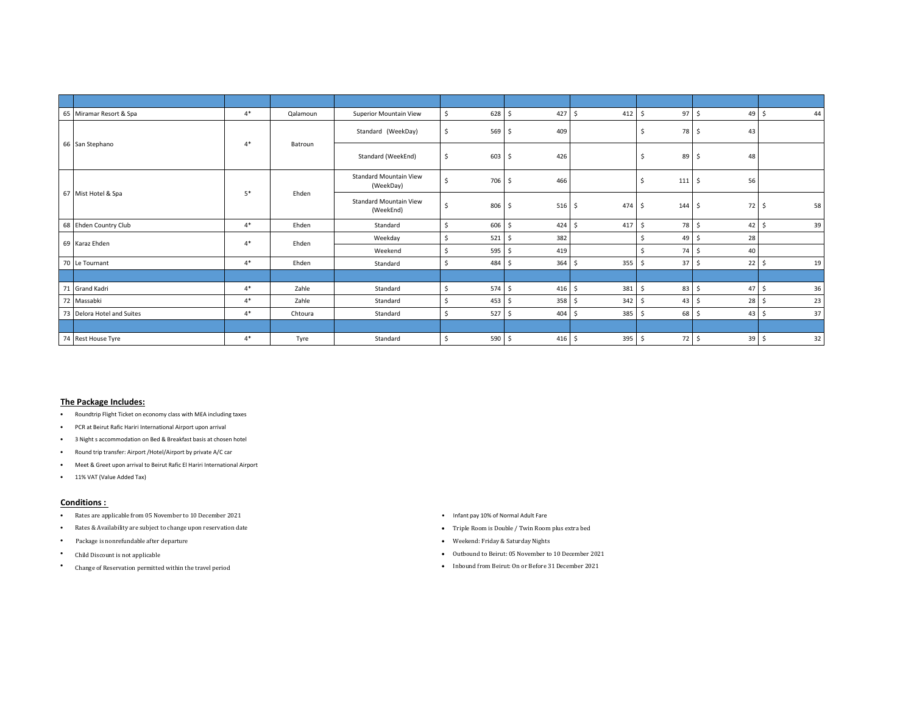| | | | | | | | | | |
|---|---|---|---|---|---|---|---|---|---|
| 65 | Miramar Resort & Spa | 4* | Qalamoun | Superior Mountain View | $ 628 | $ 427 | $ 412 | $ 97 | $ 49 | $ 44 |
| 66 | San Stephano | 4* | Batroun | Standard (WeekDay) | $ 569 | $ 409 | | $ 78 | $ 43 | |
| | | | | Standard (WeekEnd) | $ 603 | $ 426 | | $ 89 | $ 48 | |
| 67 | Mist Hotel & Spa | 5* | Ehden | Standard Mountain View (WeekDay) | $ 706 | $ 466 | | $ 111 | $ 56 | |
| | | | | Standard Mountain View (WeekEnd) | $ 806 | $ 516 | $ 474 | $ 144 | $ 72 | $ 58 |
| 68 | Ehden Country Club | 4* | Ehden | Standard | $ 606 | $ 424 | $ 417 | $ 78 | $ 42 | $ 39 |
| 69 | Karaz Ehden | 4* | Ehden | Weekday | $ 521 | $ 382 | | $ 49 | $ 28 | |
| | | | | Weekend | $ 595 | $ 419 | | $ 74 | $ 40 | |
| 70 | Le Tournant | 4* | Ehden | Standard | $ 484 | $ 364 | $ 355 | $ 37 | $ 22 | $ 19 |
| | | | | | | | | | | |
| 71 | Grand Kadri | 4* | Zahle | Standard | $ 574 | $ 416 | $ 381 | $ 83 | $ 47 | $ 36 |
| 72 | Massabki | 4* | Zahle | Standard | $ 453 | $ 358 | $ 342 | $ 43 | $ 28 | $ 23 |
| 73 | Delora Hotel and Suites | 4* | Chtoura | Standard | $ 527 | $ 404 | $ 385 | $ 68 | $ 43 | $ 37 |
| | | | | | | | | | | |
| 74 | Rest House Tyre | 4* | Tyre | Standard | $ 590 | $ 416 | $ 395 | $ 72 | $ 39 | $ 32 |

## The Package Includes:

- Roundtrip Flight Ticket on economy class with MEA including taxes
- PCR at Beirut Rafic Hariri International Airport upon arrival
- 3 Night s accommodation on Bed & Breakfast basis at chosen hotel
- Round trip transfer: Airport /Hotel/Airport by private A/C car
- Meet & Greet upon arrival to Beirut Rafic El Hariri International Airport
- 11% VAT (Value Added Tax)

## Conditions :

- Rates are applicable from 05 November to 10 December 2021
- Rates & Availability are subject to change upon reservation date
- Package is nonrefundable after departure
- Child Discount is not applicable
- Change of Reservation permitted within the travel period
- Infant pay 10% of Normal Adult Fare
- Triple Room is Double / Twin Room plus extra bed
- Weekend: Friday & Saturday Nights
- Outbound to Beirut: 05 November to 10 December 2021
- Inbound from Beirut: On or Before 31 December 2021